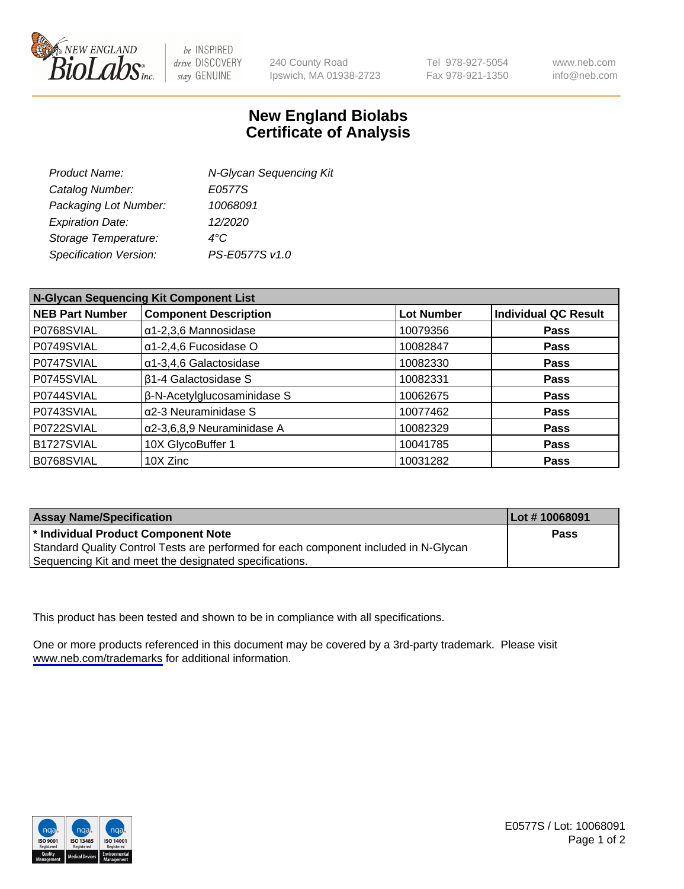NEW ENGLAND BioLabs Inc. — be INSPIRED drive DISCOVERY stay GENUINE

240 County Road
Ipswich, MA 01938-2723

Tel 978-927-5054
Fax 978-921-1350

www.neb.com
info@neb.com

# New England Biolabs
# Certificate of Analysis

| | |
|---|---|
| *Product Name:* | *N-Glycan Sequencing Kit* |
| *Catalog Number:* | *E0577S* |
| *Packaging Lot Number:* | *10068091* |
| *Expiration Date:* | *12/2020* |
| *Storage Temperature:* | *4°C* |
| *Specification Version:* | *PS-E0577S v1.0* |

**N-Glycan Sequencing Kit Component List**

| NEB Part Number | Component Description | Lot Number | Individual QC Result |
|---|---|---|---|
| P0768SVIAL | α1-2,3,6 Mannosidase | 10079356 | **Pass** |
| P0749SVIAL | α1-2,4,6 Fucosidase O | 10082847 | **Pass** |
| P0747SVIAL | α1-3,4,6 Galactosidase | 10082330 | **Pass** |
| P0745SVIAL | β1-4 Galactosidase S | 10082331 | **Pass** |
| P0744SVIAL | β-N-Acetylglucosaminidase S | 10062675 | **Pass** |
| P0743SVIAL | α2-3 Neuraminidase S | 10077462 | **Pass** |
| P0722SVIAL | α2-3,6,8,9 Neuraminidase A | 10082329 | **Pass** |
| B1727SVIAL | 10X GlycoBuffer 1 | 10041785 | **Pass** |
| B0768SVIAL | 10X Zinc | 10031282 | **Pass** |

| Assay Name/Specification | Lot # 10068091 |
|---|---|
| **\* Individual Product Component Note** Standard Quality Control Tests are performed for each component included in N-Glycan Sequencing Kit and meet the designated specifications. | **Pass** |

This product has been tested and shown to be in compliance with all specifications.

One or more products referenced in this document may be covered by a 3rd-party trademark. Please visit www.neb.com/trademarks for additional information.

E0577S / Lot: 10068091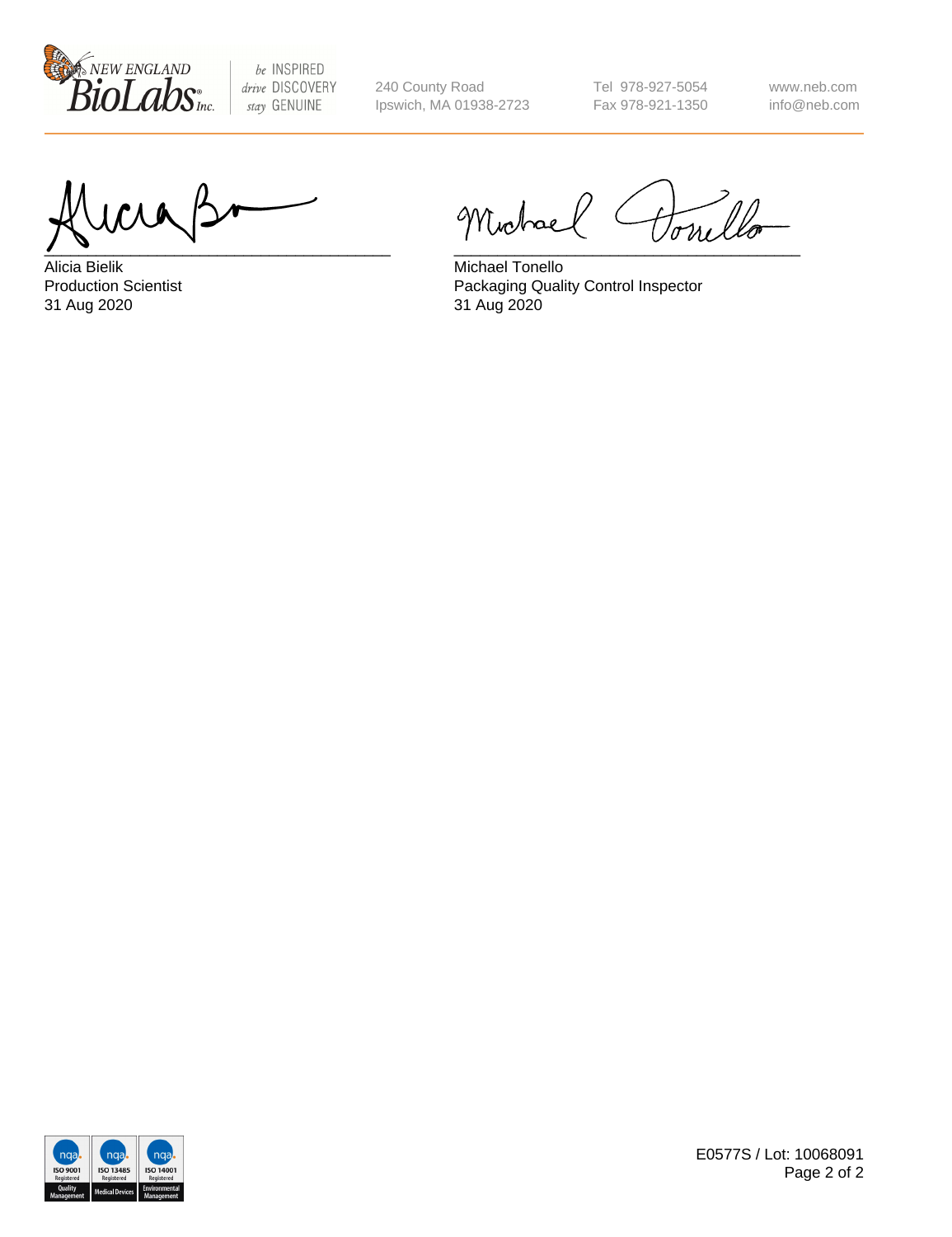Alicia Bielik
Production Scientist
31 Aug 2020

Michael Tonello
Packaging Quality Control Inspector
31 Aug 2020